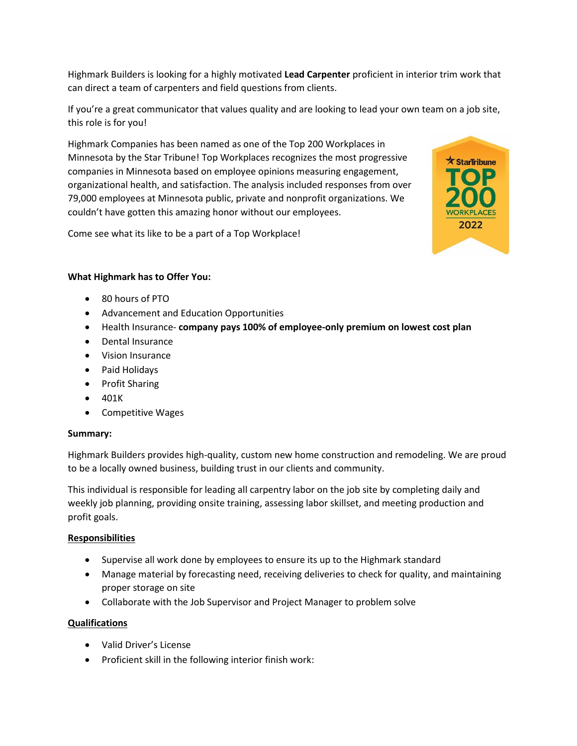Highmark Builders is looking for a highly motivated **Lead Carpenter** proficient in interior trim work that can direct a team of carpenters and field questions from clients.

If you're a great communicator that values quality and are looking to lead your own team on a job site, this role is for you!

Highmark Companies has been named as one of the Top 200 Workplaces in Minnesota by the Star Tribune! Top Workplaces recognizes the most progressive companies in Minnesota based on employee opinions measuring engagement, organizational health, and satisfaction. The analysis included responses from over 79,000 employees at Minnesota public, private and nonprofit organizations. We couldn't have gotten this amazing honor without our employees.

Come see what its like to be a part of a Top Workplace!

**What Highmark has to Offer You:**

- 80 hours of PTO
- Advancement and Education Opportunities
- Health Insurance- **company pays 100% of employee-only premium on lowest cost plan**
- Dental Insurance
- Vision Insurance
- Paid Holidays
- Profit Sharing
- 401K
- Competitive Wages

**Summary:**

Highmark Builders provides high-quality, custom new home construction and remodeling. We are proud to be a locally owned business, building trust in our clients and community.

This individual is responsible for leading all carpentry labor on the job site by completing daily and weekly job planning, providing onsite training, assessing labor skillset, and meeting production and profit goals.

**Responsibilities**

- Supervise all work done by employees to ensure its up to the Highmark standard
- Manage material by forecasting need, receiving deliveries to check for quality, and maintaining proper storage on site
- Collaborate with the Job Supervisor and Project Manager to problem solve

**Qualifications**

- Valid Driver's License
- Proficient skill in the following interior finish work: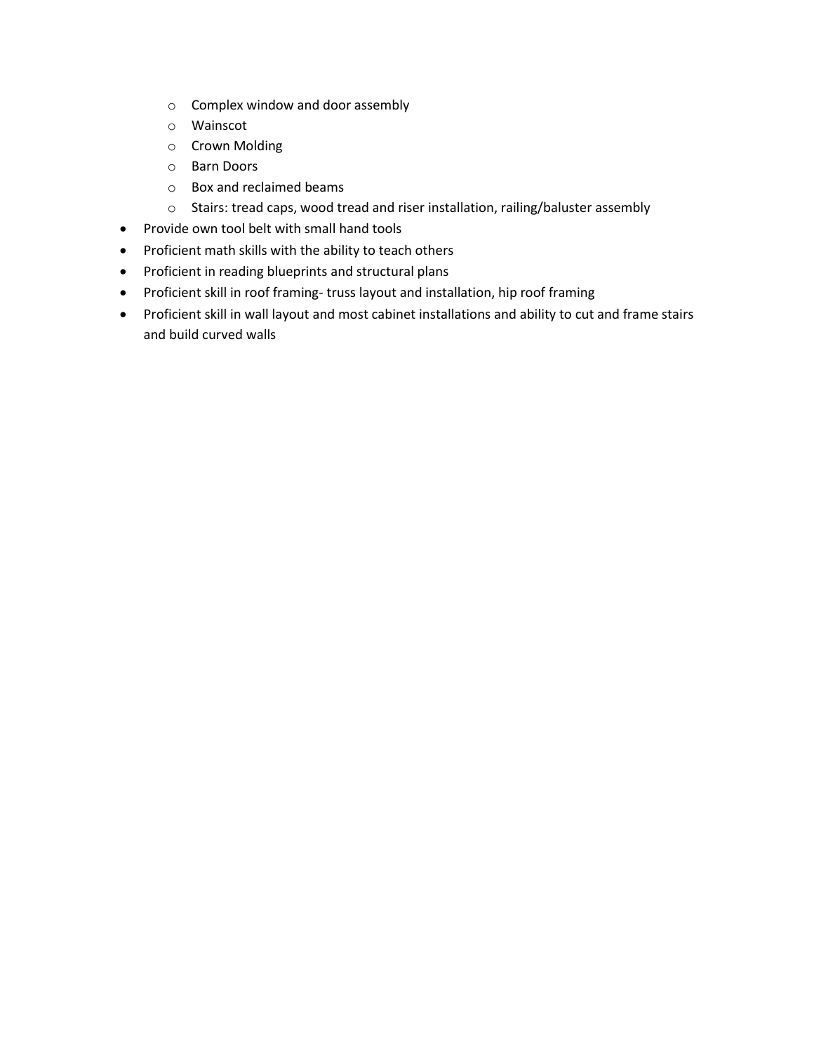- Complex window and door assembly
    - Wainscot
    - Crown Molding
    - Barn Doors
    - Box and reclaimed beams
    - Stairs: tread caps, wood tread and riser installation, railing/baluster assembly
- Provide own tool belt with small hand tools
- Proficient math skills with the ability to teach others
- Proficient in reading blueprints and structural plans
- Proficient skill in roof framing- truss layout and installation, hip roof framing
- Proficient skill in wall layout and most cabinet installations and ability to cut and frame stairs and build curved walls